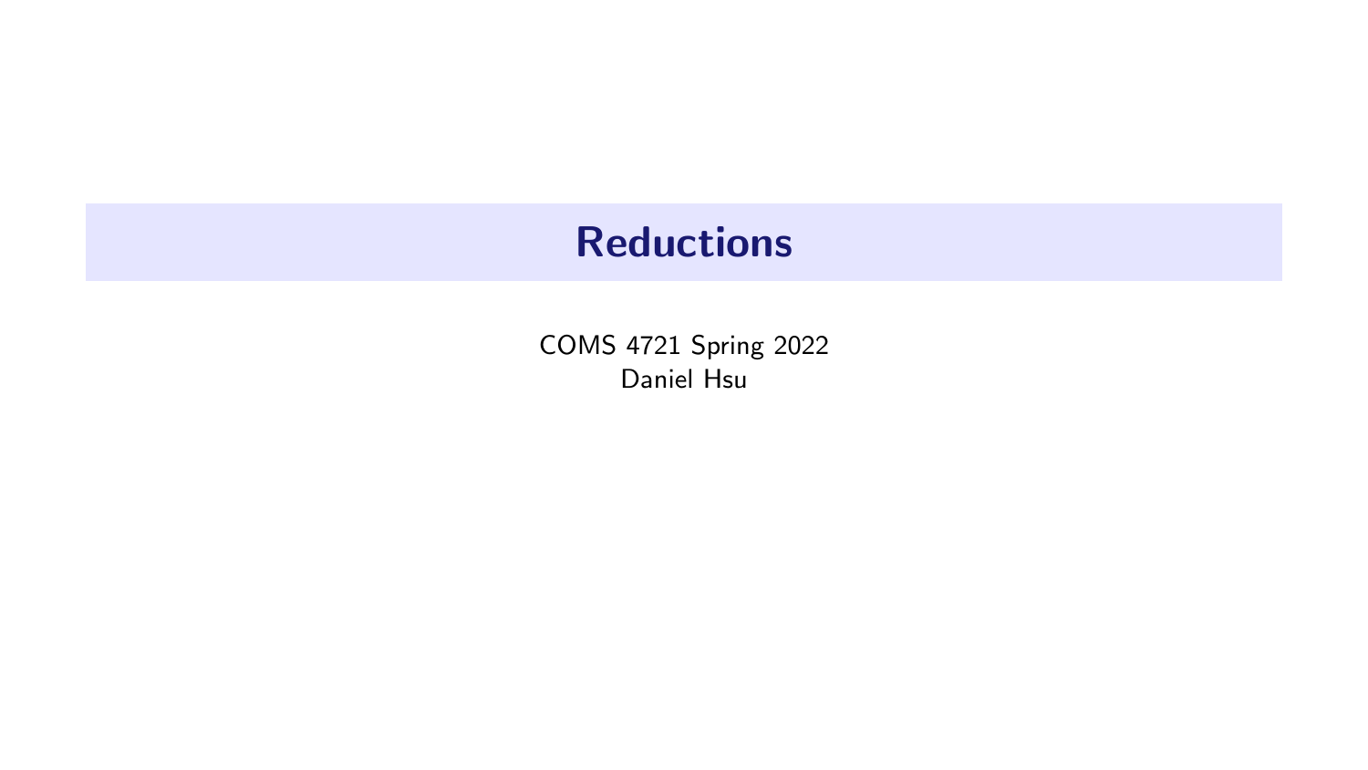# Reductions

COMS 4721 Spring 2022
Daniel Hsu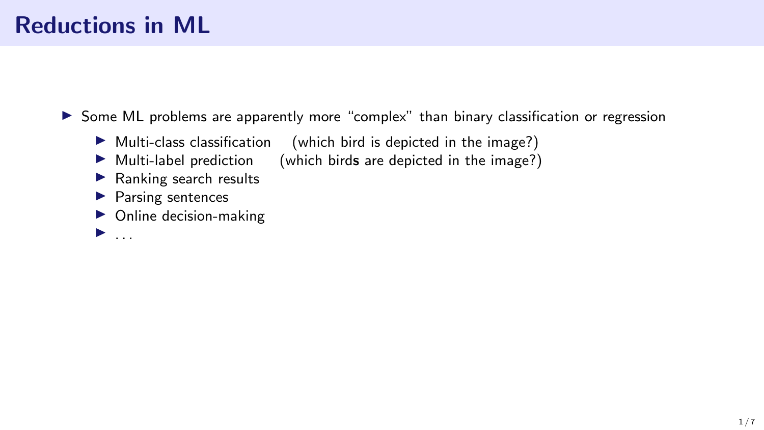# Reductions in ML

- Some ML problems are apparently more "complex" than binary classification or regression
  - Multi-class classification (which bird is depicted in the image?)
  - Multi-label prediction (which bird**s** are depicted in the image?)
  - Ranking search results
  - Parsing sentences
  - Online decision-making
  - ...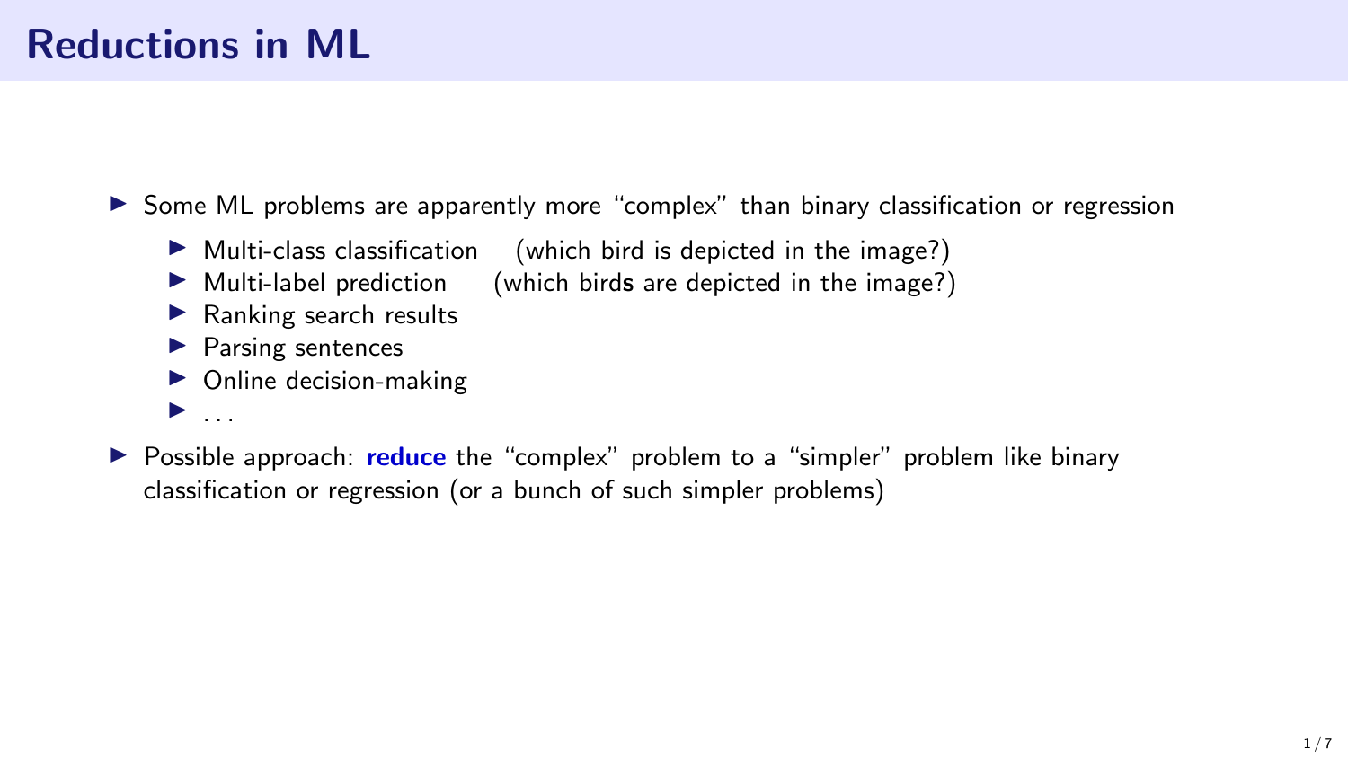# Reductions in ML

- Some ML problems are apparently more "complex" than binary classification or regression
  - Multi-class classification (which bird is depicted in the image?)
  - Multi-label prediction (which bird**s** are depicted in the image?)
  - Ranking search results
  - Parsing sentences
  - Online decision-making
  - ...
- Possible approach: **reduce** the "complex" problem to a "simpler" problem like binary classification or regression (or a bunch of such simpler problems)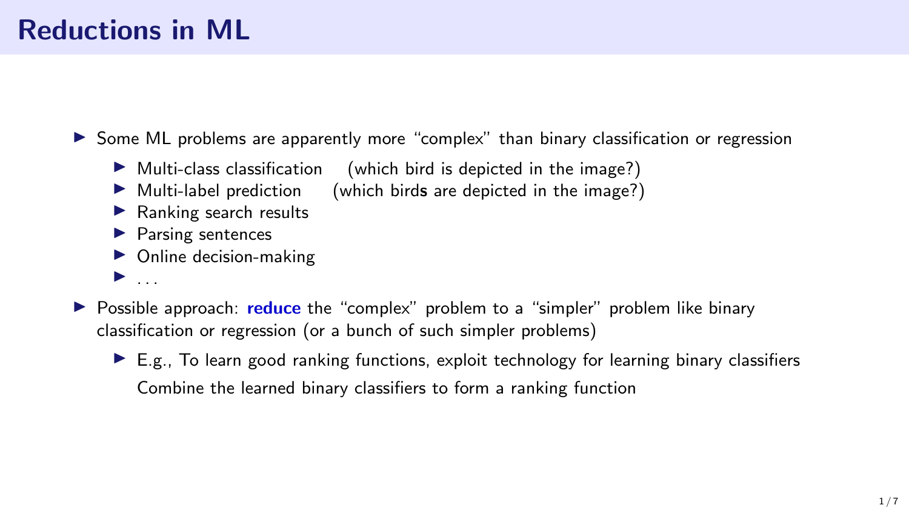# Reductions in ML

- Some ML problems are apparently more "complex" than binary classification or regression
  - Multi-class classification (which bird is depicted in the image?)
  - Multi-label prediction (which bird**s** are depicted in the image?)
  - Ranking search results
  - Parsing sentences
  - Online decision-making
  - . . .
- Possible approach: **reduce** the "complex" problem to a "simpler" problem like binary classification or regression (or a bunch of such simpler problems)
  - E.g., To learn good ranking functions, exploit technology for learning binary classifiers

    Combine the learned binary classifiers to form a ranking function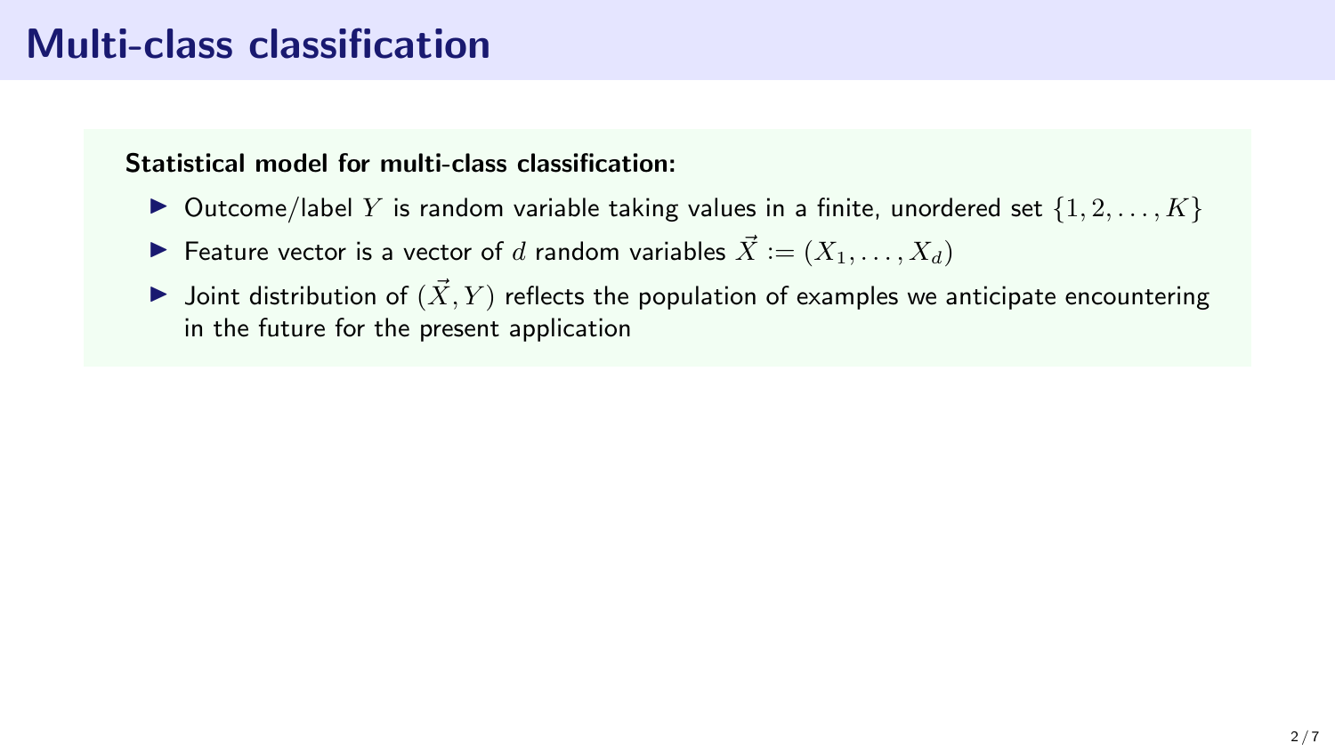# Multi-class classification

**Statistical model for multi-class classification:**

- Outcome/label $Y$ is random variable taking values in a finite, unordered set $\{1, 2, \ldots, K\}$
- Feature vector is a vector of $d$ random variables $\vec{X} := (X_1, \ldots, X_d)$
- Joint distribution of $(\vec{X}, Y)$ reflects the population of examples we anticipate encountering in the future for the present application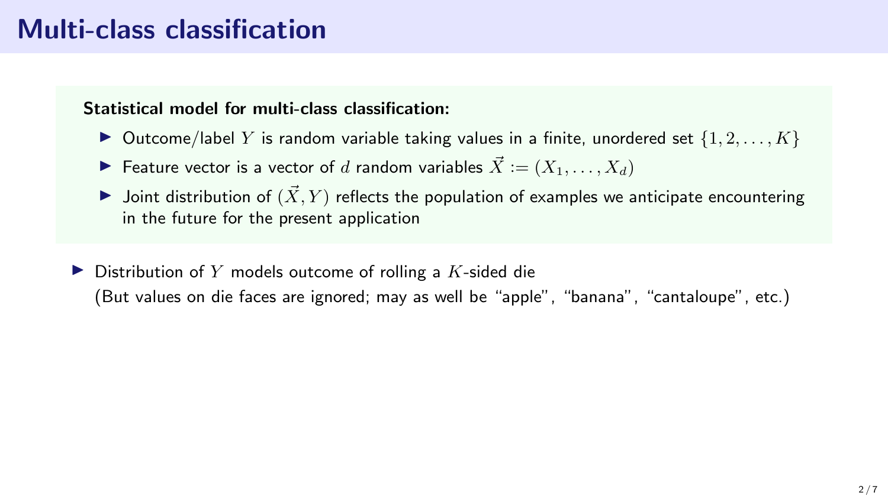# Multi-class classification

**Statistical model for multi-class classification:**

- Outcome/label $Y$ is random variable taking values in a finite, unordered set $\{1, 2, \ldots, K\}$
- Feature vector is a vector of $d$ random variables $\vec{X} := (X_1, \ldots, X_d)$
- Joint distribution of $(\vec{X}, Y)$ reflects the population of examples we anticipate encountering in the future for the present application

- Distribution of $Y$ models outcome of rolling a $K$-sided die
  (But values on die faces are ignored; may as well be "apple", "banana", "cantaloupe", etc.)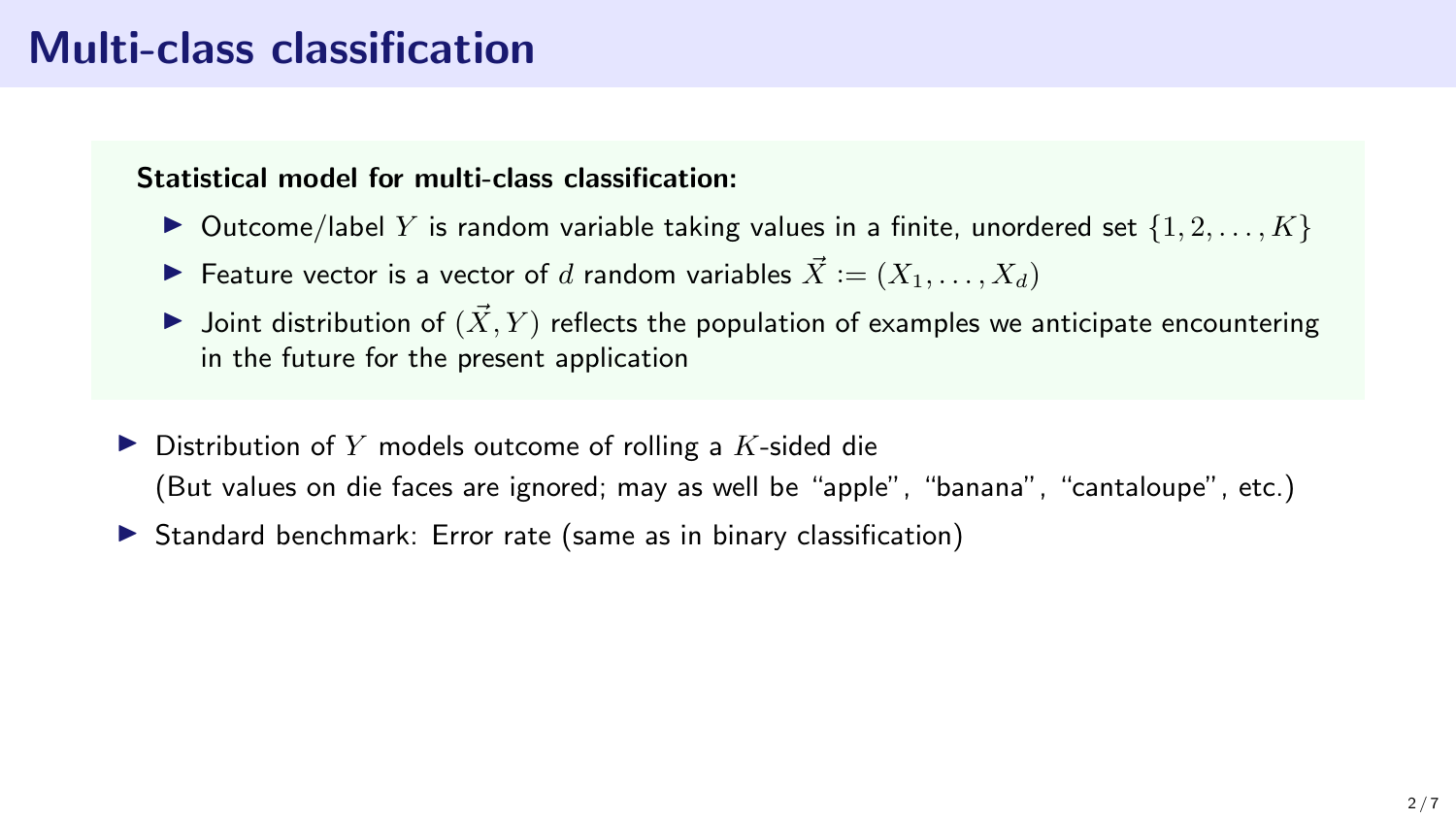# Multi-class classification

**Statistical model for multi-class classification:**

- Outcome/label $Y$ is random variable taking values in a finite, unordered set $\{1, 2, \ldots, K\}$
- Feature vector is a vector of $d$ random variables $\vec{X} := (X_1, \ldots, X_d)$
- Joint distribution of $(\vec{X}, Y)$ reflects the population of examples we anticipate encountering in the future for the present application

- Distribution of $Y$ models outcome of rolling a $K$-sided die
  (But values on die faces are ignored; may as well be "apple", "banana", "cantaloupe", etc.)
- Standard benchmark: Error rate (same as in binary classification)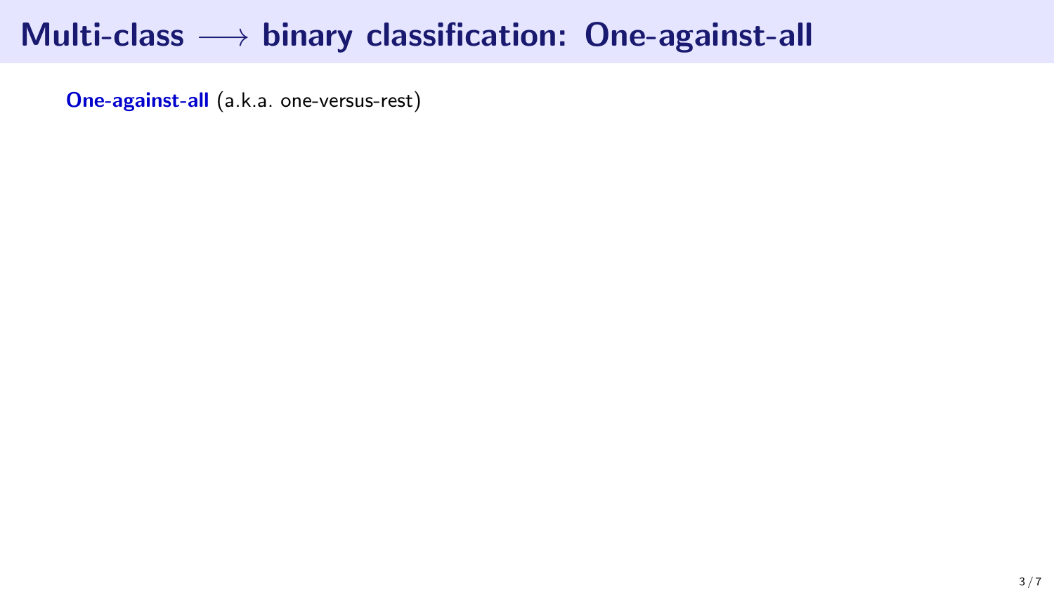# Multi-class $\longrightarrow$ binary classification: One-against-all

**One-against-all** (a.k.a. one-versus-rest)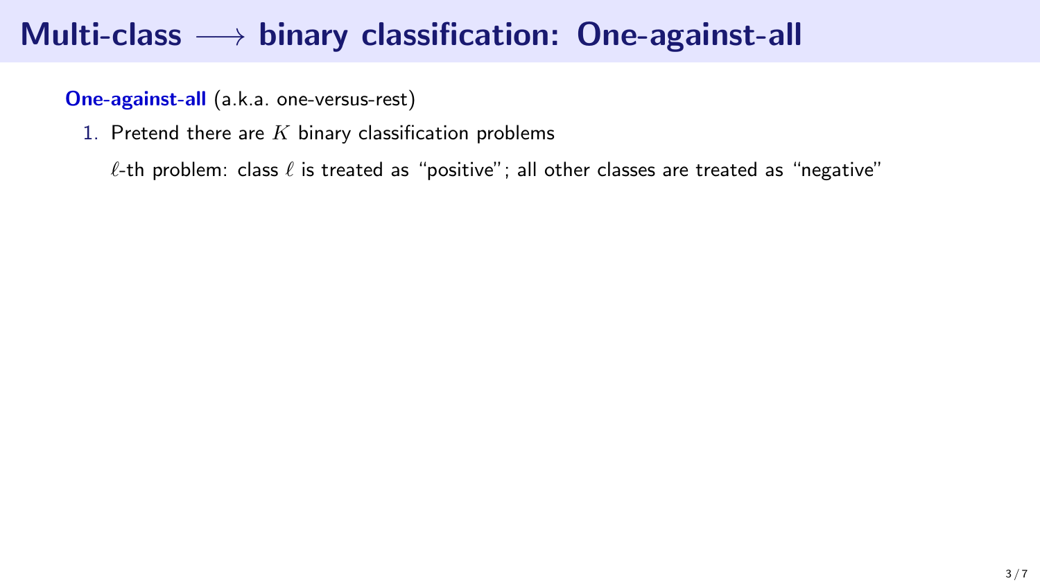# Multi-class $\longrightarrow$ binary classification: One-against-all

**One-against-all** (a.k.a. one-versus-rest)

1. Pretend there are $K$ binary classification problems

   $\ell$-th problem: class $\ell$ is treated as "positive"; all other classes are treated as "negative"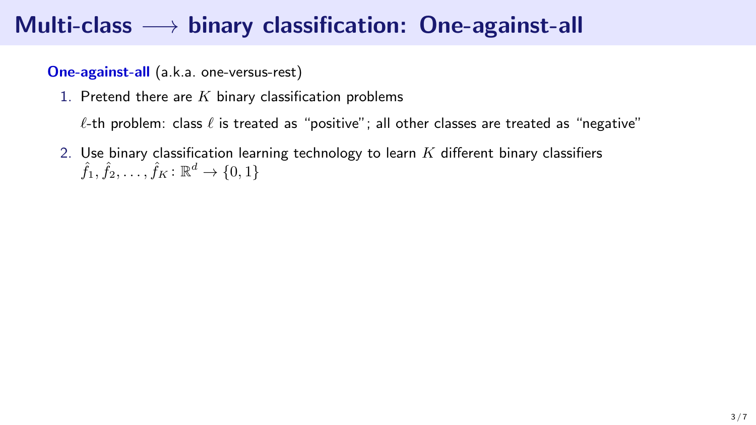# Multi-class $\longrightarrow$ binary classification: One-against-all

**One-against-all** (a.k.a. one-versus-rest)

1. Pretend there are $K$ binary classification problems

   $\ell$-th problem: class $\ell$ is treated as "positive"; all other classes are treated as "negative"

2. Use binary classification learning technology to learn $K$ different binary classifiers $\hat{f}_1, \hat{f}_2, \ldots, \hat{f}_K : \mathbb{R}^d \to \{0, 1\}$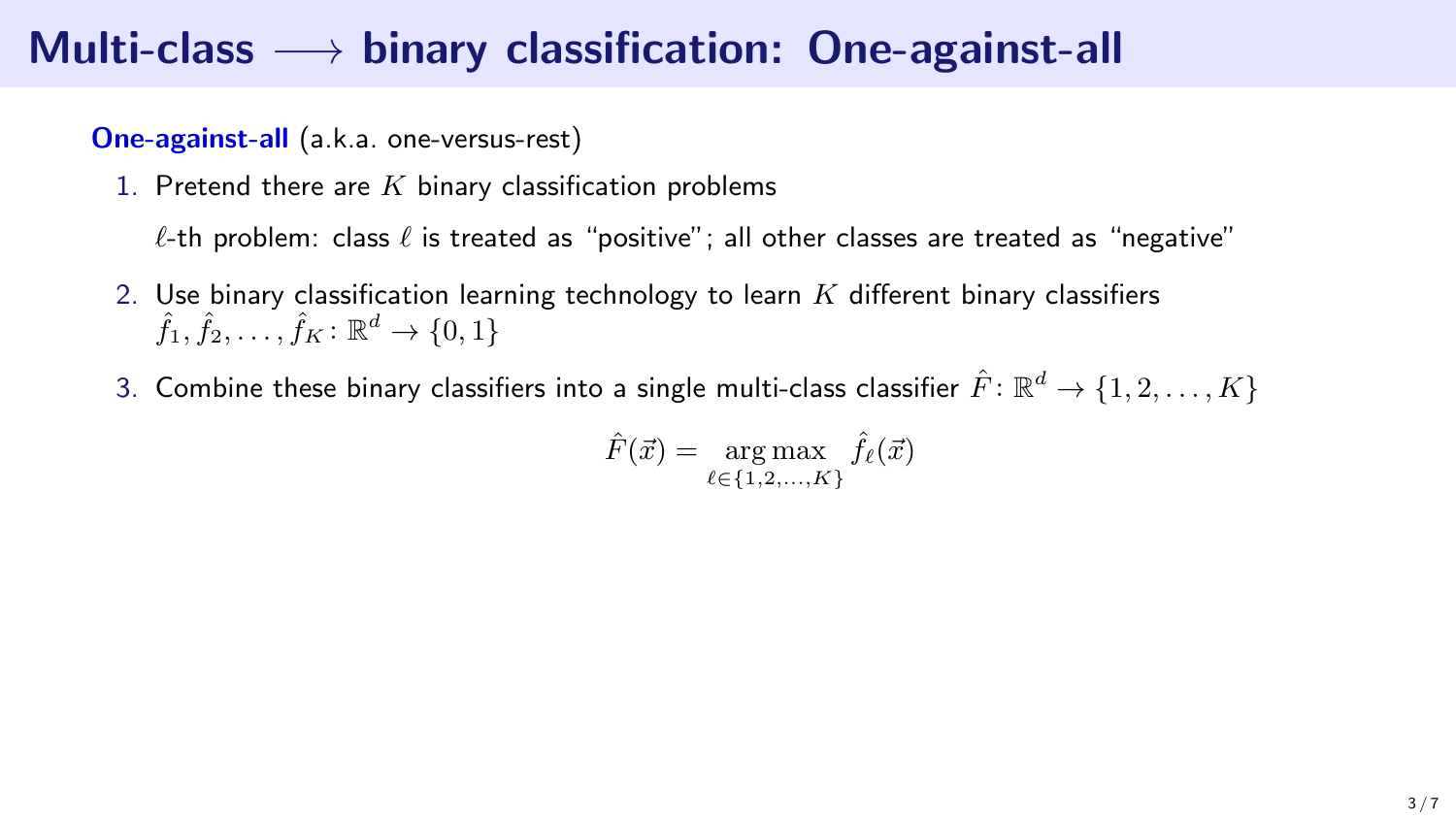# Multi-class $\longrightarrow$ binary classification: One-against-all

**One-against-all** (a.k.a. one-versus-rest)

1. Pretend there are $K$ binary classification problems

   $\ell$-th problem: class $\ell$ is treated as "positive"; all other classes are treated as "negative"

2. Use binary classification learning technology to learn $K$ different binary classifiers $\hat{f}_1, \hat{f}_2, \ldots, \hat{f}_K \colon \mathbb{R}^d \to \{0, 1\}$

3. Combine these binary classifiers into a single multi-class classifier $\hat{F} \colon \mathbb{R}^d \to \{1, 2, \ldots, K\}$

$$\hat{F}(\vec{x}) = \underset{\ell \in \{1,2,\ldots,K\}}{\arg\max} \ \hat{f}_\ell(\vec{x})$$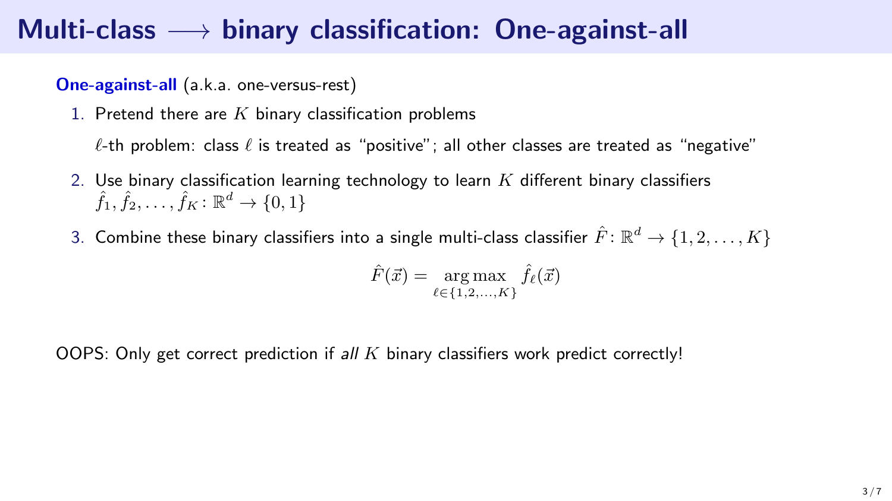# Multi-class $\longrightarrow$ binary classification: One-against-all

**One-against-all** (a.k.a. one-versus-rest)

1. Pretend there are $K$ binary classification problems

   $\ell$-th problem: class $\ell$ is treated as "positive"; all other classes are treated as "negative"

2. Use binary classification learning technology to learn $K$ different binary classifiers $\hat{f}_1, \hat{f}_2, \ldots, \hat{f}_K : \mathbb{R}^d \to \{0, 1\}$

3. Combine these binary classifiers into a single multi-class classifier $\hat{F} : \mathbb{R}^d \to \{1, 2, \ldots, K\}$

$$\hat{F}(\vec{x}) = \underset{\ell \in \{1,2,\ldots,K\}}{\arg\max} \; \hat{f}_\ell(\vec{x})$$

OOPS: Only get correct prediction if *all* $K$ binary classifiers work predict correctly!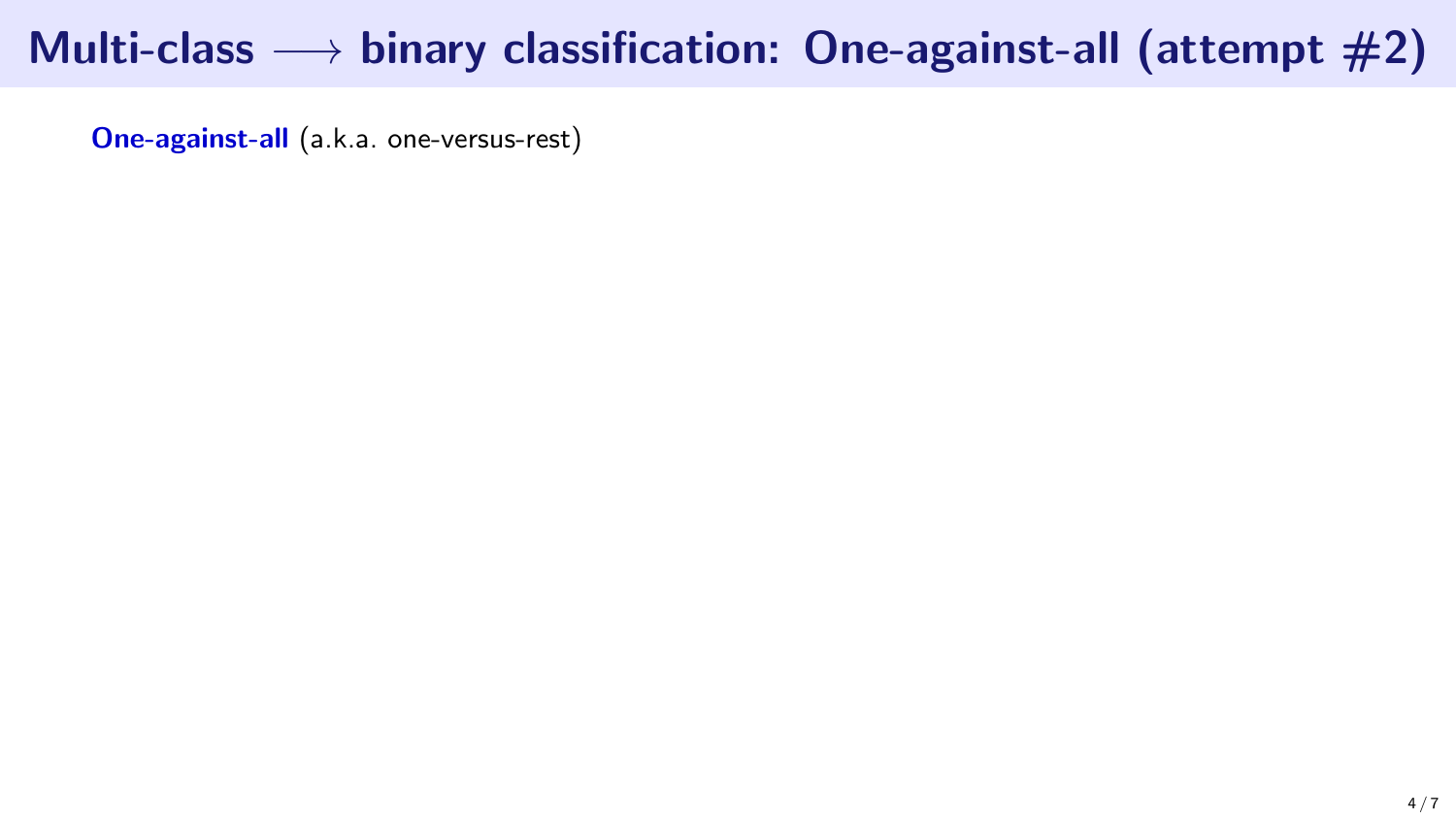# Multi-class $\longrightarrow$ binary classification: One-against-all (attempt #2)

**One-against-all** (a.k.a. one-versus-rest)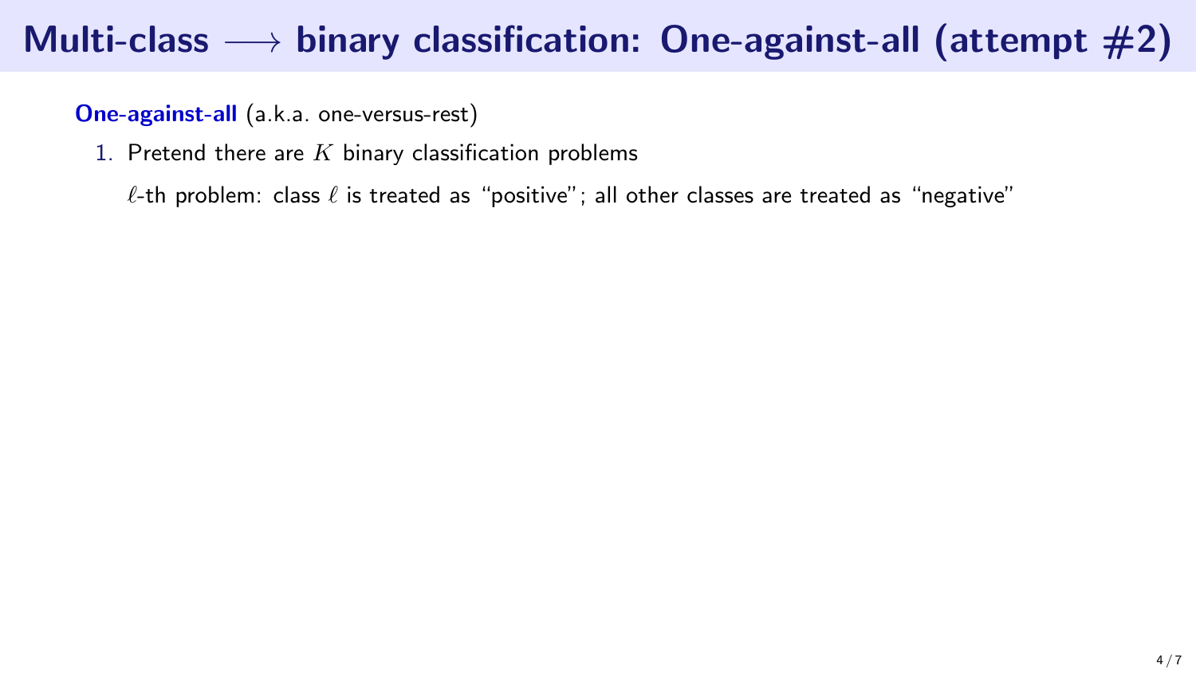# Multi-class $\longrightarrow$ binary classification: One-against-all (attempt #2)

**One-against-all** (a.k.a. one-versus-rest)

1. Pretend there are $K$ binary classification problems

   $\ell$-th problem: class $\ell$ is treated as "positive"; all other classes are treated as "negative"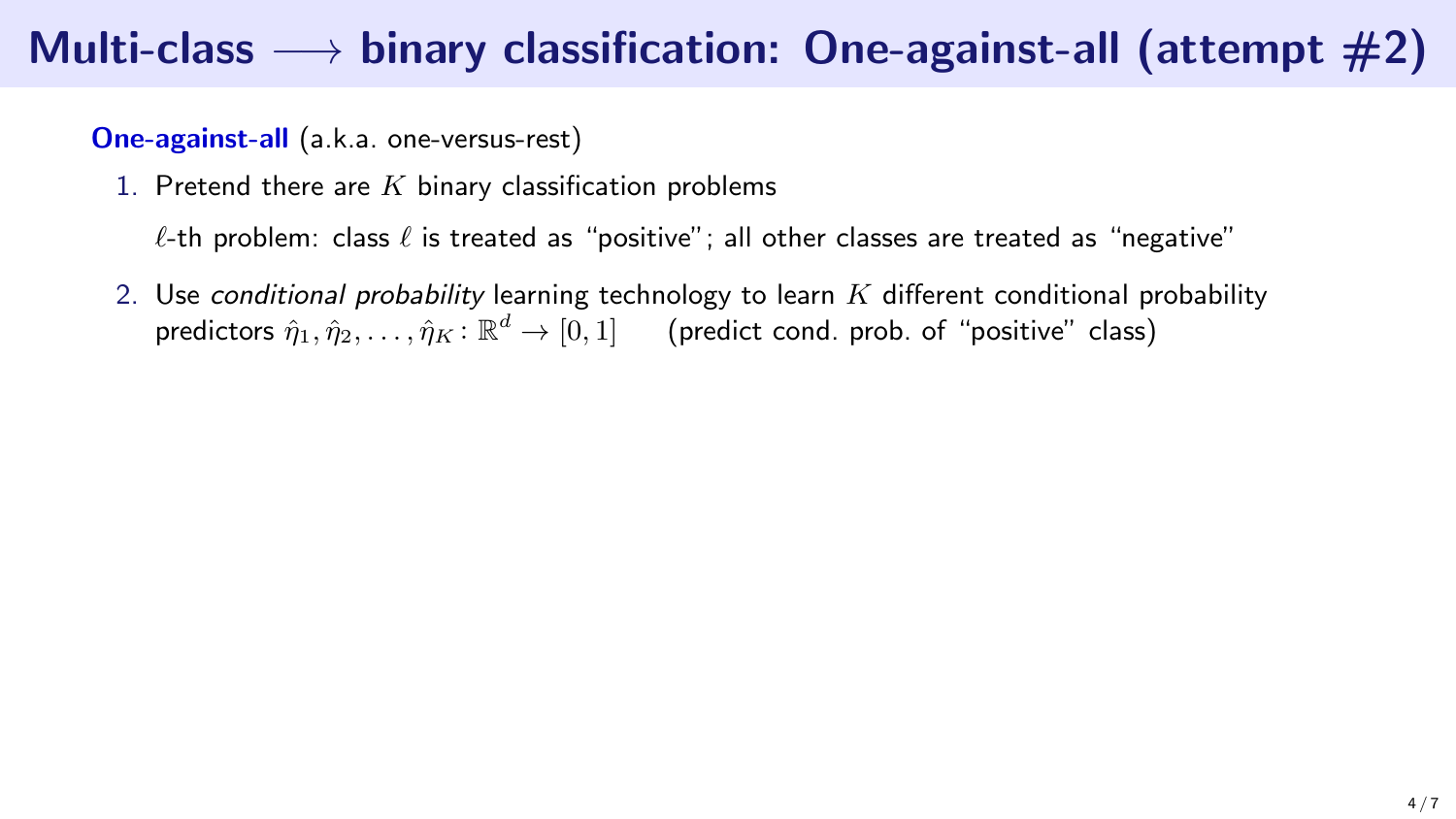# Multi-class $\longrightarrow$ binary classification: One-against-all (attempt #2)

**One-against-all** (a.k.a. one-versus-rest)

1. Pretend there are $K$ binary classification problems

   $\ell$-th problem: class $\ell$ is treated as "positive"; all other classes are treated as "negative"

2. Use *conditional probability* learning technology to learn $K$ different conditional probability predictors $\hat{\eta}_1, \hat{\eta}_2, \ldots, \hat{\eta}_K : \mathbb{R}^d \to [0, 1]$ (predict cond. prob. of "positive" class)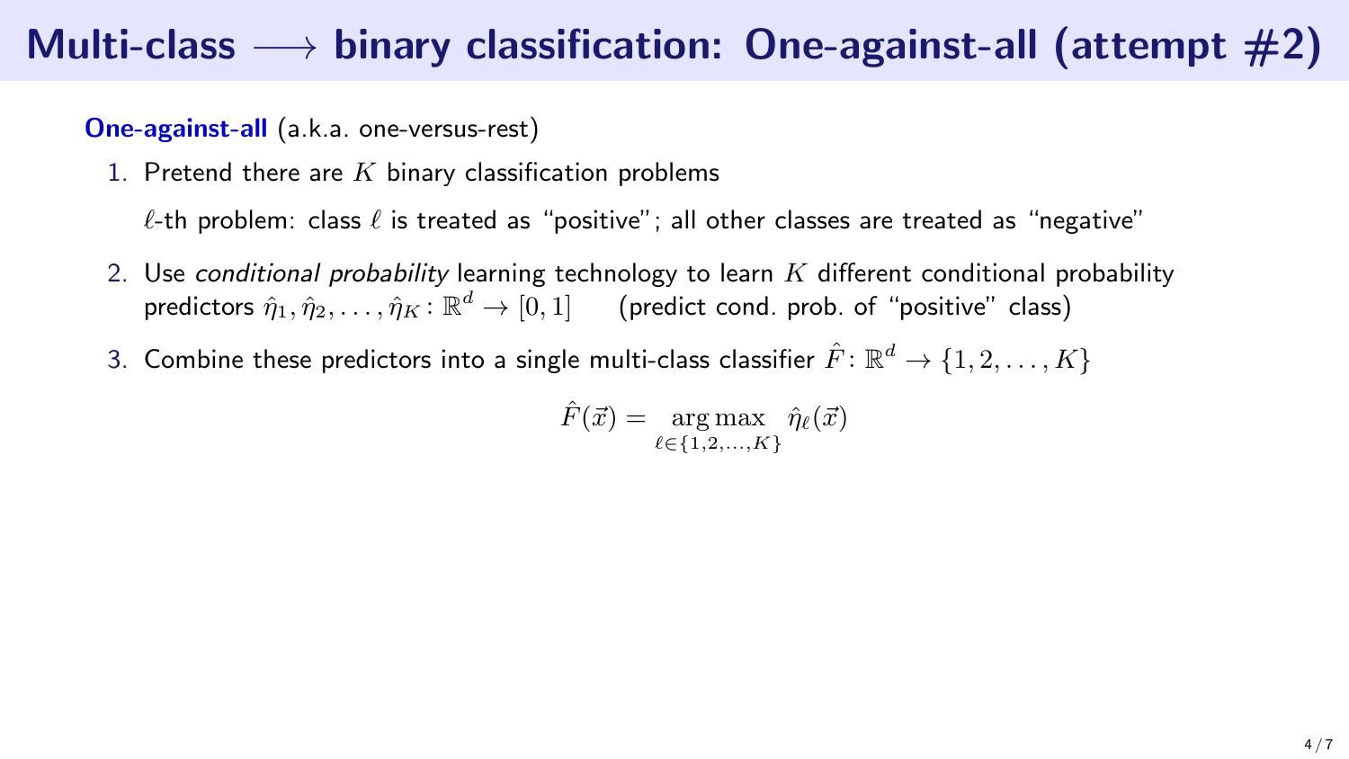# Multi-class $\longrightarrow$ binary classification: One-against-all (attempt #2)

**One-against-all** (a.k.a. one-versus-rest)

1. Pretend there are $K$ binary classification problems

   $\ell$-th problem: class $\ell$ is treated as "positive"; all other classes are treated as "negative"

2. Use *conditional probability* learning technology to learn $K$ different conditional probability predictors $\hat{\eta}_1, \hat{\eta}_2, \ldots, \hat{\eta}_K : \mathbb{R}^d \to [0, 1]$ (predict cond. prob. of "positive" class)

3. Combine these predictors into a single multi-class classifier $\hat{F} : \mathbb{R}^d \to \{1, 2, \ldots, K\}$

$$\hat{F}(\vec{x}) = \underset{\ell \in \{1,2,\ldots,K\}}{\arg\max} \ \hat{\eta}_\ell(\vec{x})$$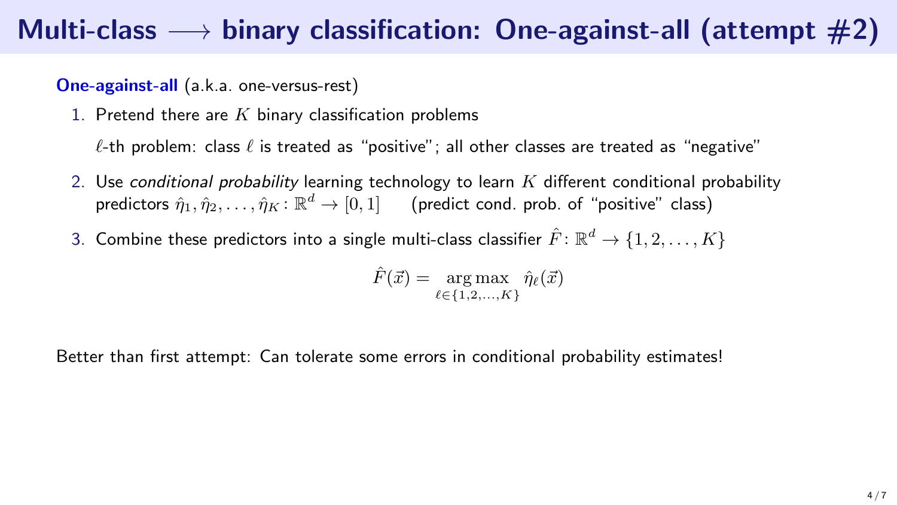# Multi-class $\longrightarrow$ binary classification: One-against-all (attempt #2)

**One-against-all** (a.k.a. one-versus-rest)

1. Pretend there are $K$ binary classification problems

   $\ell$-th problem: class $\ell$ is treated as "positive"; all other classes are treated as "negative"

2. Use *conditional probability* learning technology to learn $K$ different conditional probability predictors $\hat{\eta}_1, \hat{\eta}_2, \ldots, \hat{\eta}_K : \mathbb{R}^d \to [0, 1]$ (predict cond. prob. of "positive" class)

3. Combine these predictors into a single multi-class classifier $\hat{F} : \mathbb{R}^d \to \{1, 2, \ldots, K\}$

$$\hat{F}(\vec{x}) = \underset{\ell \in \{1,2,\ldots,K\}}{\arg\max} \ \hat{\eta}_\ell(\vec{x})$$

Better than first attempt: Can tolerate some errors in conditional probability estimates!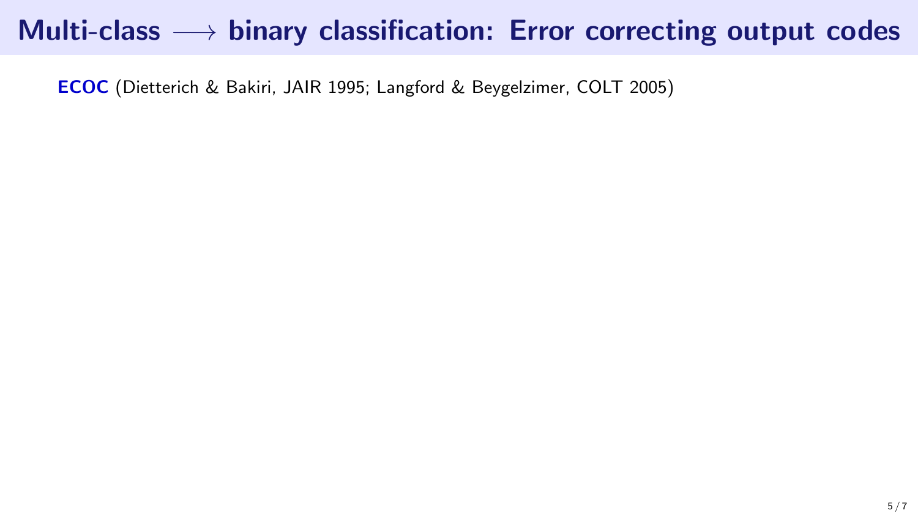# Multi-class $\longrightarrow$ binary classification: Error correcting output codes

**ECOC** (Dietterich & Bakiri, JAIR 1995; Langford & Beygelzimer, COLT 2005)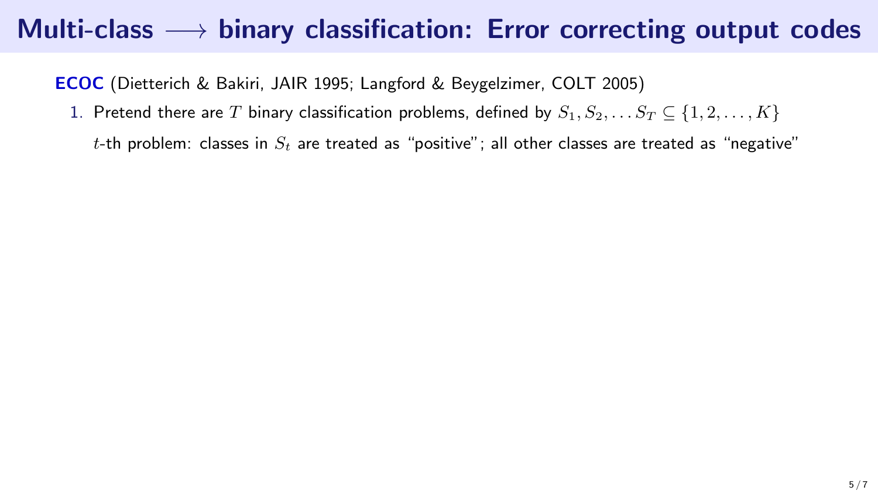# Multi-class $\longrightarrow$ binary classification: Error correcting output codes

**ECOC** (Dietterich & Bakiri, JAIR 1995; Langford & Beygelzimer, COLT 2005)

1. Pretend there are $T$ binary classification problems, defined by $S_1, S_2, \ldots S_T \subseteq \{1, 2, \ldots, K\}$

   $t$-th problem: classes in $S_t$ are treated as "positive"; all other classes are treated as "negative"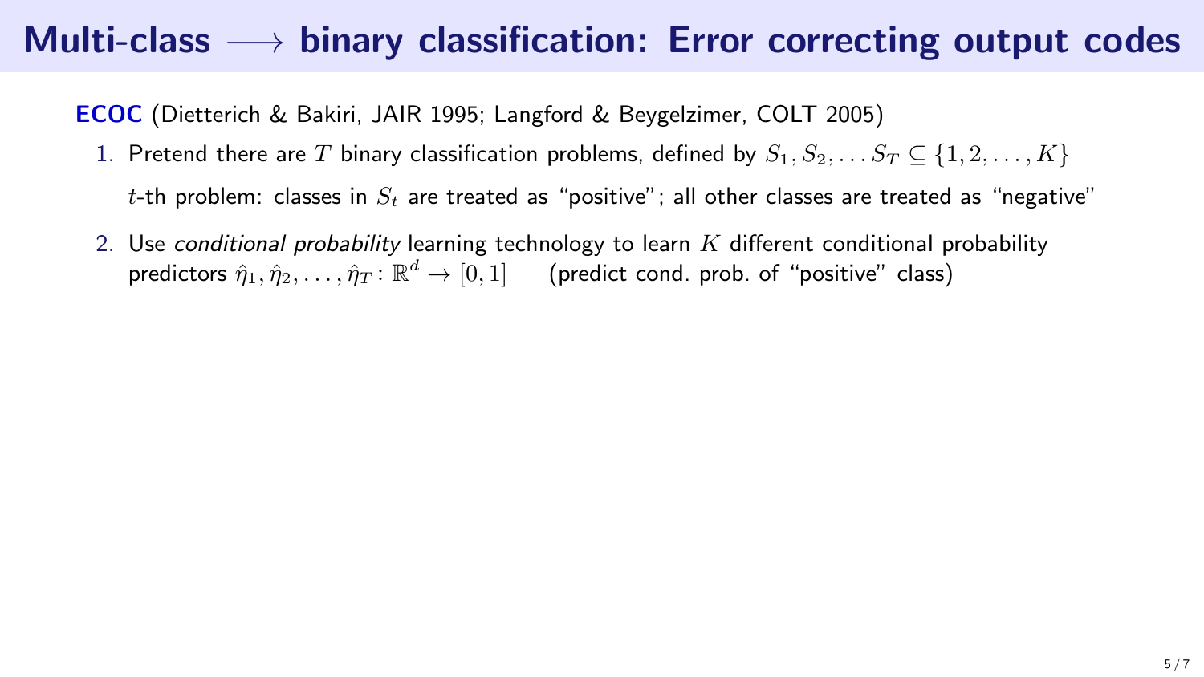# Multi-class $\longrightarrow$ binary classification: Error correcting output codes

**ECOC** (Dietterich & Bakiri, JAIR 1995; Langford & Beygelzimer, COLT 2005)

1. Pretend there are $T$ binary classification problems, defined by $S_1, S_2, \ldots S_T \subseteq \{1, 2, \ldots, K\}$

   $t$-th problem: classes in $S_t$ are treated as "positive"; all other classes are treated as "negative"

2. Use *conditional probability* learning technology to learn $K$ different conditional probability predictors $\hat{\eta}_1, \hat{\eta}_2, \ldots, \hat{\eta}_T : \mathbb{R}^d \to [0, 1]$ (predict cond. prob. of "positive" class)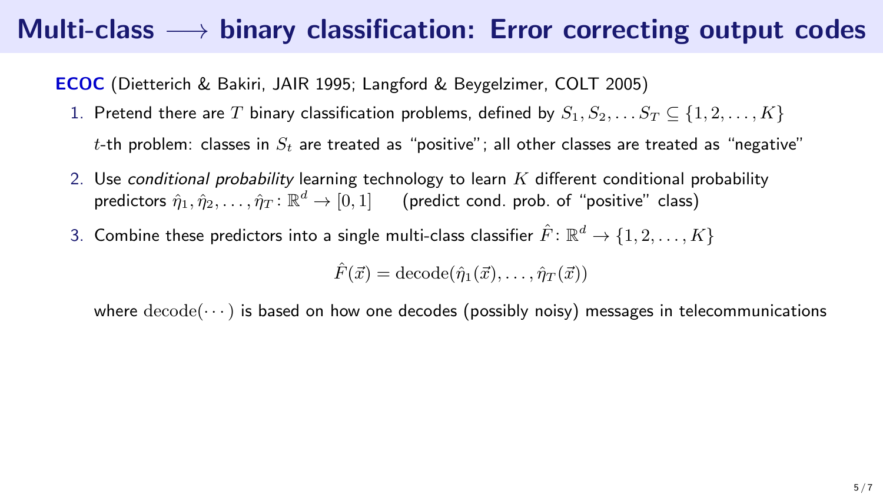# Multi-class $\longrightarrow$ binary classification: Error correcting output codes

**ECOC** (Dietterich & Bakiri, JAIR 1995; Langford & Beygelzimer, COLT 2005)

1. Pretend there are $T$ binary classification problems, defined by $S_1, S_2, \ldots S_T \subseteq \{1, 2, \ldots, K\}$

   $t$-th problem: classes in $S_t$ are treated as "positive"; all other classes are treated as "negative"

2. Use *conditional probability* learning technology to learn $K$ different conditional probability predictors $\hat{\eta}_1, \hat{\eta}_2, \ldots, \hat{\eta}_T : \mathbb{R}^d \to [0, 1]$ (predict cond. prob. of "positive" class)

3. Combine these predictors into a single multi-class classifier $\hat{F} : \mathbb{R}^d \to \{1, 2, \ldots, K\}$

$$\hat{F}(\vec{x}) = \mathrm{decode}(\hat{\eta}_1(\vec{x}), \ldots, \hat{\eta}_T(\vec{x}))$$

   where $\mathrm{decode}(\cdots)$ is based on how one decodes (possibly noisy) messages in telecommunications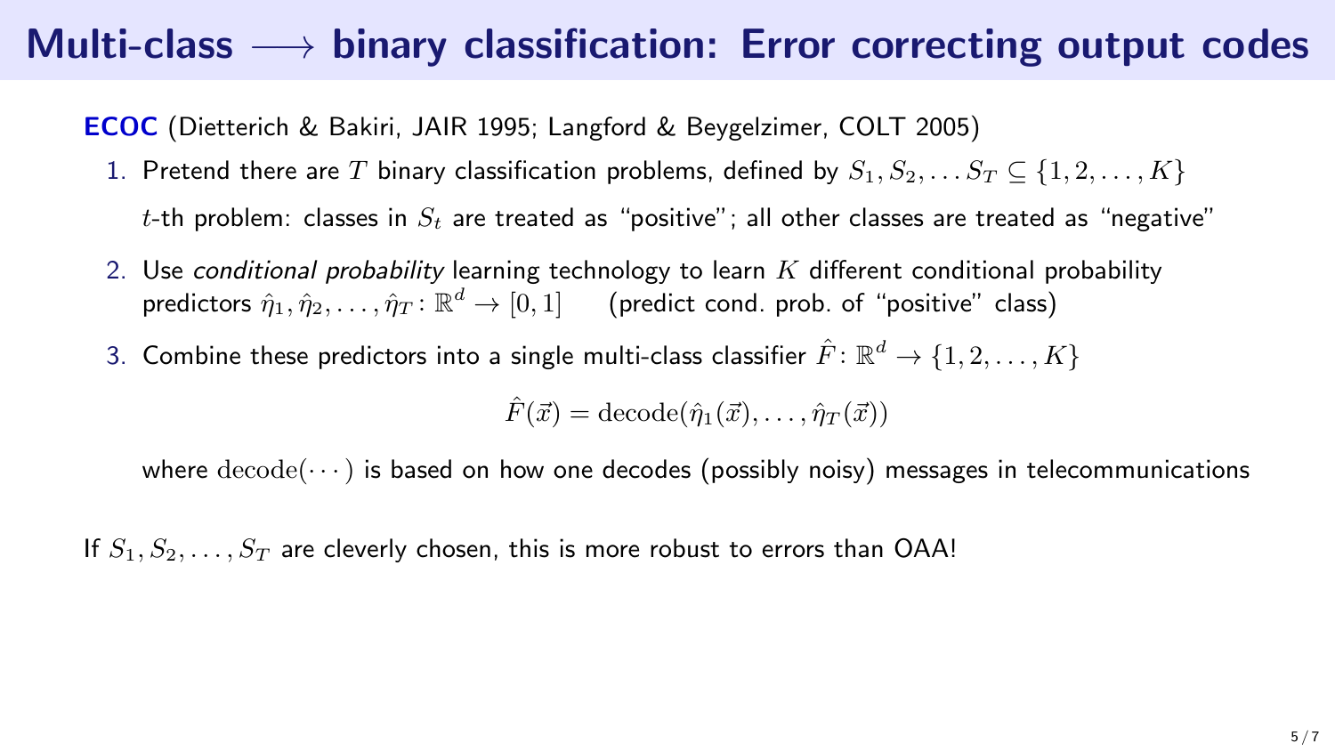# Multi-class $\longrightarrow$ binary classification: Error correcting output codes

**ECOC** (Dietterich & Bakiri, JAIR 1995; Langford & Beygelzimer, COLT 2005)

1. Pretend there are $T$ binary classification problems, defined by $S_1, S_2, \ldots S_T \subseteq \{1, 2, \ldots, K\}$

   $t$-th problem: classes in $S_t$ are treated as "positive"; all other classes are treated as "negative"

2. Use *conditional probability* learning technology to learn $K$ different conditional probability predictors $\hat{\eta}_1, \hat{\eta}_2, \ldots, \hat{\eta}_T \colon \mathbb{R}^d \to [0, 1]$ (predict cond. prob. of "positive" class)

3. Combine these predictors into a single multi-class classifier $\hat{F} \colon \mathbb{R}^d \to \{1, 2, \ldots, K\}$

$$\hat{F}(\vec{x}) = \text{decode}(\hat{\eta}_1(\vec{x}), \ldots, \hat{\eta}_T(\vec{x}))$$

   where $\text{decode}(\cdots)$ is based on how one decodes (possibly noisy) messages in telecommunications

If $S_1, S_2, \ldots, S_T$ are cleverly chosen, this is more robust to errors than OAA!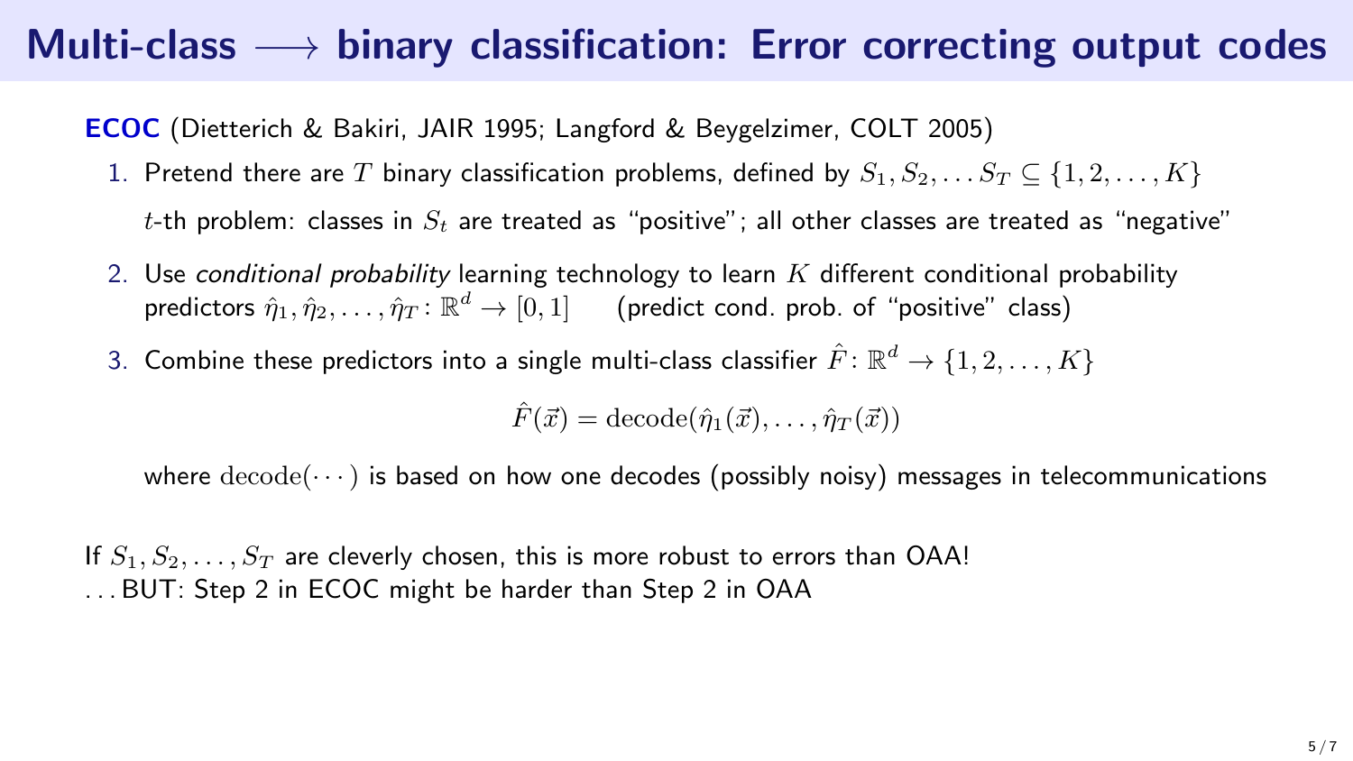# Multi-class $\longrightarrow$ binary classification: Error correcting output codes

**ECOC** (Dietterich & Bakiri, JAIR 1995; Langford & Beygelzimer, COLT 2005)

1. Pretend there are $T$ binary classification problems, defined by $S_1, S_2, \dots S_T \subseteq \{1, 2, \dots, K\}$

   $t$-th problem: classes in $S_t$ are treated as "positive"; all other classes are treated as "negative"

2. Use *conditional probability* learning technology to learn $K$ different conditional probability predictors $\hat{\eta}_1, \hat{\eta}_2, \dots, \hat{\eta}_T : \mathbb{R}^d \to [0, 1]$ (predict cond. prob. of "positive" class)

3. Combine these predictors into a single multi-class classifier $\hat{F} : \mathbb{R}^d \to \{1, 2, \dots, K\}$

   $$\hat{F}(\vec{x}) = \mathrm{decode}(\hat{\eta}_1(\vec{x}), \dots, \hat{\eta}_T(\vec{x}))$$

   where $\mathrm{decode}(\cdots)$ is based on how one decodes (possibly noisy) messages in telecommunications

If $S_1, S_2, \dots, S_T$ are cleverly chosen, this is more robust to errors than OAA!
...BUT: Step 2 in ECOC might be harder than Step 2 in OAA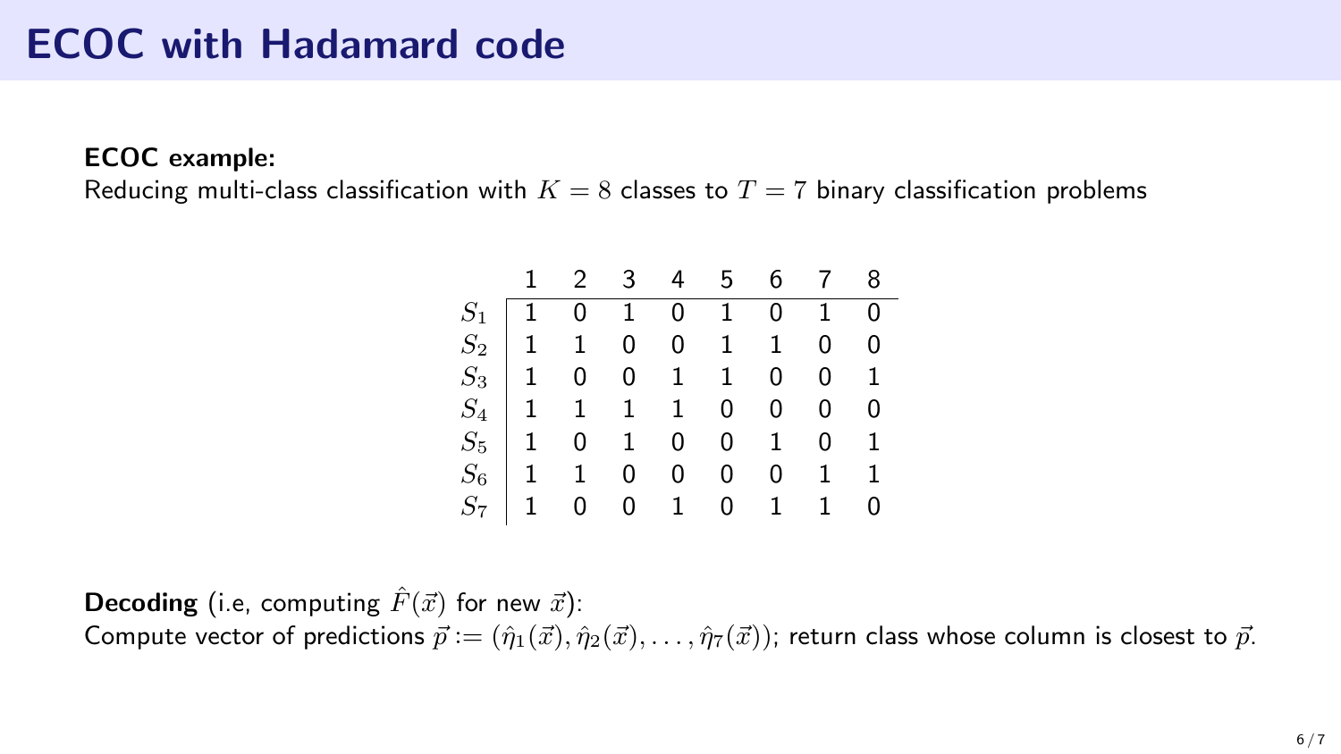# ECOC with Hadamard code

**ECOC example:**
Reducing multi-class classification with $K = 8$ classes to $T = 7$ binary classification problems

| | 1 | 2 | 3 | 4 | 5 | 6 | 7 | 8 |
|---|---|---|---|---|---|---|---|---|
| $S_1$ | 1 | 0 | 1 | 0 | 1 | 0 | 1 | 0 |
| $S_2$ | 1 | 1 | 0 | 0 | 1 | 1 | 0 | 0 |
| $S_3$ | 1 | 0 | 0 | 1 | 1 | 0 | 0 | 1 |
| $S_4$ | 1 | 1 | 1 | 1 | 0 | 0 | 0 | 0 |
| $S_5$ | 1 | 0 | 1 | 0 | 0 | 1 | 0 | 1 |
| $S_6$ | 1 | 1 | 0 | 0 | 0 | 0 | 1 | 1 |
| $S_7$ | 1 | 0 | 0 | 1 | 0 | 1 | 1 | 0 |

**Decoding** (i.e, computing $\hat{F}(\vec{x})$ for new $\vec{x}$):
Compute vector of predictions $\vec{p} := (\hat{\eta}_1(\vec{x}), \hat{\eta}_2(\vec{x}), \ldots, \hat{\eta}_7(\vec{x}))$; return class whose column is closest to $\vec{p}$.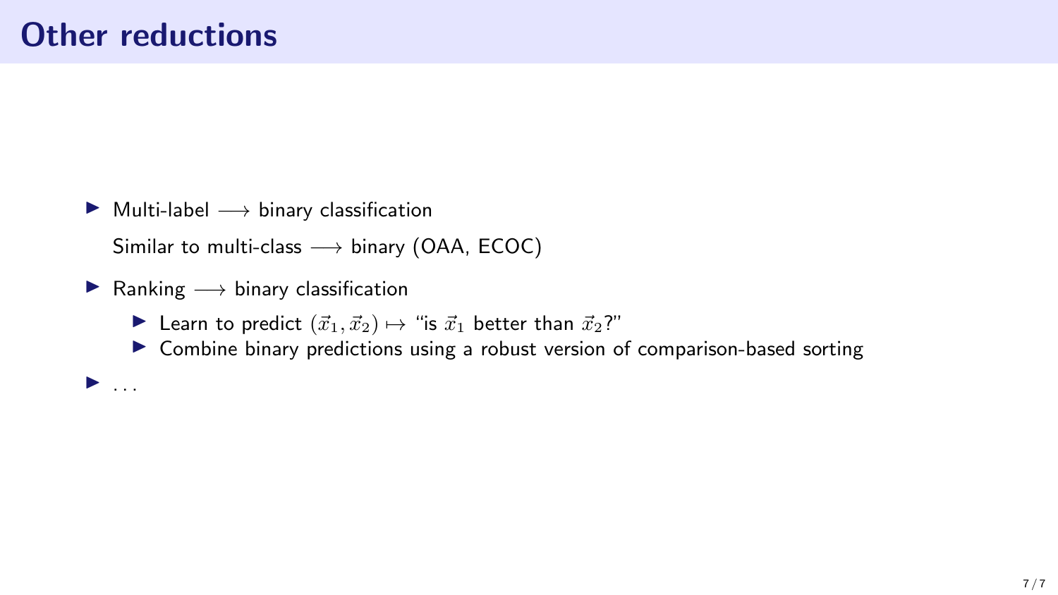# Other reductions

- Multi-label $\longrightarrow$ binary classification

  Similar to multi-class $\longrightarrow$ binary (OAA, ECOC)

- Ranking $\longrightarrow$ binary classification
  - Learn to predict $(\vec{x}_1, \vec{x}_2) \mapsto$ "is $\vec{x}_1$ better than $\vec{x}_2$?"
  - Combine binary predictions using a robust version of comparison-based sorting

- ...